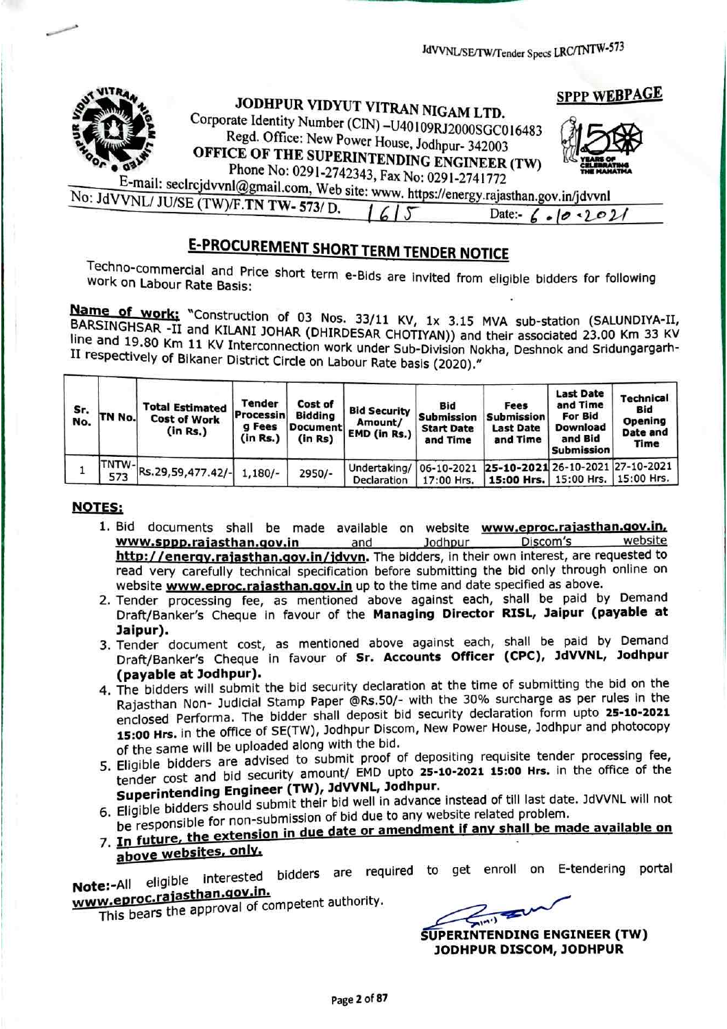JdVVNL/SE/TW/Tender Specs LRC/TNTW-573

**SPPP WEBPAGE**

# JODHPUR VIDYUT VITRAN NIGAM LTD.

Corporate Identity Number (CIN) –U40109RJ2000SGC016483
Regd. Office: New Power House, Jodhpur- 342003

**OFFICE OF THE SUPERINTENDING ENGINEER (TW)**

Phone No: 0291-2742343, Fax No: 0291-2741772
E-mail: seclrcjdvvnl@gmail.com, Web site: www. https://energy.rajasthan.gov.in/jdvvnl

No: JdVVNL/ JU/SE (TW)/F.TN TW- 573/ D. 1615 Date:- 6.10.2021

## E-PROCUREMENT SHORT TERM TENDER NOTICE

Techno-commercial and Price short term e-Bids are invited from eligible bidders for following work on Labour Rate Basis:

**Name of work:** "Construction of 03 Nos. 33/11 KV, 1x 3.15 MVA sub-station (SALUNDIYA-II, BARSINGHSAR -II and KILANI JOHAR (DHIRDESAR CHOTIYAN)) and their associated 23.00 Km 33 KV line and 19.80 Km 11 KV Interconnection work under Sub-Division Nokha, Deshnok and Sridungargarh-II respectively of Bikaner District Circle on Labour Rate basis (2020)."

| Sr. No. | TN No. | Total Estimated Cost of Work (in Rs.) | Tender Processing Fees (in Rs.) | Cost of Bidding Document (in Rs) | Bid Security Amount/ EMD (in Rs.) | Bid Submission Start Date and Time | Fees Submission Last Date and Time | Last Date and Time For Bid Download and Bid Submission | Technical Bid Opening Date and Time |
|---|---|---|---|---|---|---|---|---|---|
| 1 | TNTW-573 | Rs.29,59,477.42/- | 1,180/- | 2950/- | Undertaking/ Declaration | 06-10-2021 17:00 Hrs. | **25-10-2021 15:00 Hrs.** | 26-10-2021 15:00 Hrs. | 27-10-2021 15:00 Hrs. |

**NOTES:**

1. Bid documents shall be made available on website **www.eproc.rajasthan.gov.in, www.sppp.rajasthan.gov.in** and Jodhpur Discom's website **http://energy.rajasthan.gov.in/jdvvn.** The bidders, in their own interest, are requested to read very carefully technical specification before submitting the bid only through online on website **www.eproc.rajasthan.gov.in** up to the time and date specified as above.
2. Tender processing fee, as mentioned above against each, shall be paid by Demand Draft/Banker's Cheque in favour of the **Managing Director RISL, Jaipur (payable at Jaipur).**
3. Tender document cost, as mentioned above against each, shall be paid by Demand Draft/Banker's Cheque in favour of **Sr. Accounts Officer (CPC), JdVVNL, Jodhpur (payable at Jodhpur).**
4. The bidders will submit the bid security declaration at the time of submitting the bid on the Rajasthan Non- Judicial Stamp Paper @Rs.50/- with the 30% surcharge as per rules in the enclosed Performa. The bidder shall deposit bid security declaration form upto **25-10-2021 15:00 Hrs.** in the office of SE(TW), Jodhpur Discom, New Power House, Jodhpur and photocopy of the same will be uploaded along with the bid.
5. Eligible bidders are advised to submit proof of depositing requisite tender processing fee, tender cost and bid security amount/ EMD upto **25-10-2021 15:00 Hrs.** in the office of the **Superintending Engineer (TW), JdVVNL, Jodhpur.**
6. Eligible bidders should submit their bid well in advance instead of till last date. JdVVNL will not be responsible for non-submission of bid due to any website related problem.
7. **In future, the extension in due date or amendment if any shall be made available on above websites, only.**

**Note:**-All eligible interested bidders are required to get enroll on E-tendering portal **www.eproc.rajasthan.gov.in.**

This bears the approval of competent authority.

**SUPERINTENDING ENGINEER (TW)**
**JODHPUR DISCOM, JODHPUR**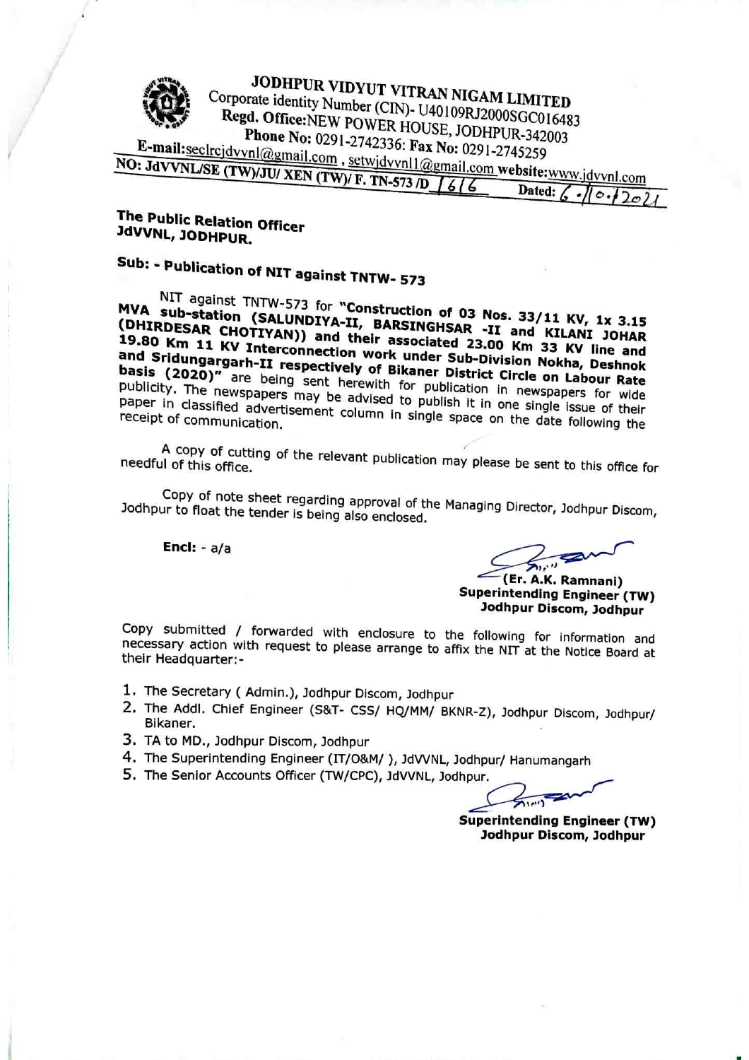# JODHPUR VIDYUT VITRAN NIGAM LIMITED

Corporate identity Number (CIN)- U40109RJ2000SGC016483

**Regd. Office:**NEW POWER HOUSE, JODHPUR-342003

**Phone No:** 0291-2742336: **Fax No:** 0291-2745259

**E-mail:**seclrcjdvvnl@gmail.com , setwjdvvnl1@gmail.com **website:**www.jdvvnl.com

**NO: JdVVNL/SE (TW)/JU/ XEN (TW)/ F. TN-573 /D 1616** **Dated: 6.10.2021**

**The Public Relation Officer**
**JdVVNL, JODHPUR.**

**Sub: - Publication of NIT against TNTW- 573**

NIT against TNTW-573 for **"Construction of 03 Nos. 33/11 KV, 1x 3.15 MVA sub-station (SALUNDIYA-II, BARSINGHSAR -II and KILANI JOHAR (DHIRDESAR CHOTIYAN)) and their associated 23.00 Km 33 KV line and 19.80 Km 11 KV Interconnection work under Sub-Division Nokha, Deshnok and Sridungargarh-II respectively of Bikaner District Circle on Labour Rate basis (2020)"** are being sent herewith for publication in newspapers for wide publicity. The newspapers may be advised to publish it in one single issue of their paper in classified advertisement column in single space on the date following the receipt of communication.

A copy of cutting of the relevant publication may please be sent to this office for needful of this office.

Copy of note sheet regarding approval of the Managing Director, Jodhpur Discom, Jodhpur to float the tender is being also enclosed.

**Encl:** - a/a

**(Er. A.K. Ramnani)**
**Superintending Engineer (TW)**
**Jodhpur Discom, Jodhpur**

Copy submitted / forwarded with enclosure to the following for information and necessary action with request to please arrange to affix the NIT at the Notice Board at their Headquarter:-

1. The Secretary ( Admin.), Jodhpur Discom, Jodhpur
2. The Addl. Chief Engineer (S&T- CSS/ HQ/MM/ BKNR-Z), Jodhpur Discom, Jodhpur/ Bikaner.
3. TA to MD., Jodhpur Discom, Jodhpur
4. The Superintending Engineer (IT/O&M/ ), JdVVNL, Jodhpur/ Hanumangarh
5. The Senior Accounts Officer (TW/CPC), JdVVNL, Jodhpur.

**Superintending Engineer (TW)**
**Jodhpur Discom, Jodhpur**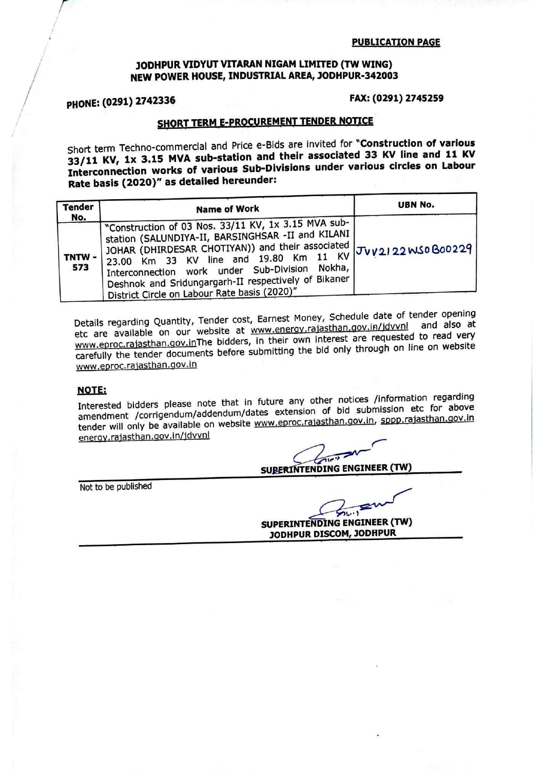**PUBLICATION PAGE**

## JODHPUR VIDYUT VITARAN NIGAM LIMITED (TW WING)
## NEW POWER HOUSE, INDUSTRIAL AREA, JODHPUR-342003

**PHONE: (0291) 2742336** **FAX: (0291) 2745259**

### SHORT TERM E-PROCUREMENT TENDER NOTICE

Short term Techno-commercial and Price e-Bids are invited for **"Construction of various 33/11 KV, 1x 3.15 MVA sub-station and their associated 33 KV line and 11 KV Interconnection works of various Sub-Divisions under various circles on Labour Rate basis (2020)" as detailed hereunder:**

| Tender No. | Name of Work | UBN No. |
|---|---|---|
| TNTW - 573 | "Construction of 03 Nos. 33/11 KV, 1x 3.15 MVA sub-station (SALUNDIYA-II, BARSINGHSAR -II and KILANI JOHAR (DHIRDESAR CHOTIYAN)) and their associated 23.00 Km 33 KV line and 19.80 Km 11 KV Interconnection work under Sub-Division Nokha, Deshnok and Sridungargarh-II respectively of Bikaner District Circle on Labour Rate basis (2020)" | JVV2122WSOB00229 |

Details regarding Quantity, Tender cost, Earnest Money, Schedule date of tender opening etc are available on our website at www.energy.rajasthan.gov.in/jdvvnl and also at www.eproc.rajasthan.gov.inThe bidders, in their own interest are requested to read very carefully the tender documents before submitting the bid only through on line on website www.eproc.rajasthan.gov.in

**NOTE:**

Interested bidders please note that in future any other notices /information regarding amendment /corrigendum/addendum/dates extension of bid submission etc for above tender will only be available on website www.eproc.rajasthan.gov.in, sppp.rajasthan.gov.in energy.rajasthan.gov.in/jdvvnl

**SUPERINTENDING ENGINEER (TW)**

Not to be published

**SUPERINTENDING ENGINEER (TW)**
**JODHPUR DISCOM, JODHPUR**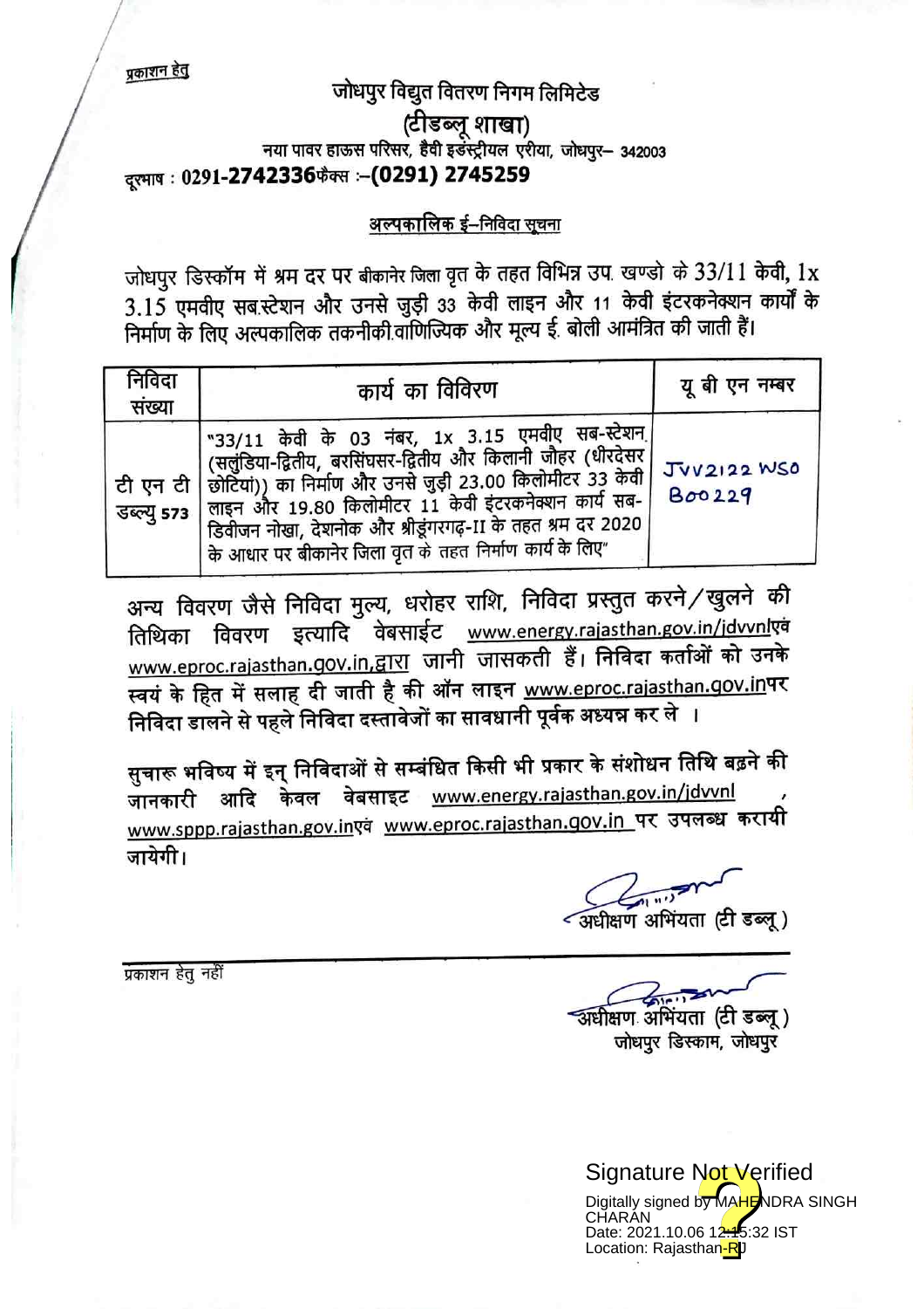प्रकाशन हेतु

# जोधपुर विद्युत वितरण निगम लिमिटेड

## (टीडब्लू शाखा)

नया पावर हाऊस परिसर, हैवी इंडस्ट्रीयल एरीया, जोधपुर– 342003

दूरभाष : 0291-2742336 फैक्स :–(0291) 2745259

**अल्पकालिक ई–निविदा सूचना**

जोधपुर डिस्कॉम में श्रम दर पर बीकानेर जिला वृत के तहत विभिन्न उप. खण्डो के 33/11 केवी, 1x 3.15 एमवीए सब.स्टेशन और उनसे जुड़ी 33 केवी लाइन और 11 केवी इंटरकनेक्शन कार्यों के निर्माण के लिए अल्पकालिक तकनीकी.वाणिज्यिक और मूल्य ई. बोली आमंत्रित की जाती हैं।

| निविदा संख्या | कार्य का विवरण | यू बी एन नम्बर |
|---|---|---|
| टी एन टी डब्ल्यु 573 | "33/11 केवी के 03 नंबर, 1x 3.15 एमवीए सब-स्टेशन (सलुंडिया-द्वितीय, बरसिंघसर-द्वितीय और किलानी जोहर (धीरदेसर छोटियां)) का निर्माण और उनसे जुड़ी 23.00 किलोमीटर 33 केवी लाइन और 19.80 किलोमीटर 11 केवी इंटरकनेक्शन कार्य सब-डिवीजन नोखा, देशनोक और श्रीडूंगरगढ़-II के तहत श्रम दर 2020 के आधार पर बीकानेर जिला वृत के तहत निर्माण कार्य के लिए" | JVV2122 WSO B00229 |

अन्य विवरण जैसे निविदा मुल्य, धरोहर राशि, निविदा प्रस्तुत करने/खुलने की तिथिका विवरण इत्यादि वेबसाईट www.energy.rajasthan.gov.in/jdvvnl एवं www.eproc.rajasthan.gov.in द्वारा जानी जासकती हैं। निविदा कर्ताओं को उनके स्वयं के हित में सलाह दी जाती है की ऑन लाइन www.eproc.rajasthan.gov.in पर निविदा डालने से पहले निविदा दस्तावेजों का सावधानी पूर्वक अध्यन्न कर ले ।

सुचारू भविष्य में इन् निविदाओं से सम्बंधित किसी भी प्रकार के संशोधन तिथि बढ़ने की जानकारी आदि केवल वेबसाइट www.energy.rajasthan.gov.in/jdvvnl , www.sppp.rajasthan.gov.in एवं www.eproc.rajasthan.gov.in पर उपलब्ध करायी जायेगी।

अधीक्षण अभियंता (टी डब्लू )

---

प्रकाशन हेतु नहीं

अधीक्षण अभियंता (टी डब्लू )
जोधपुर डिस्काम, जोधपुर

Signature Not Verified
Digitally signed by MAHENDRA SINGH CHARAN
Date: 2021.10.06 12:15:32 IST
Location: Rajasthan-RJ